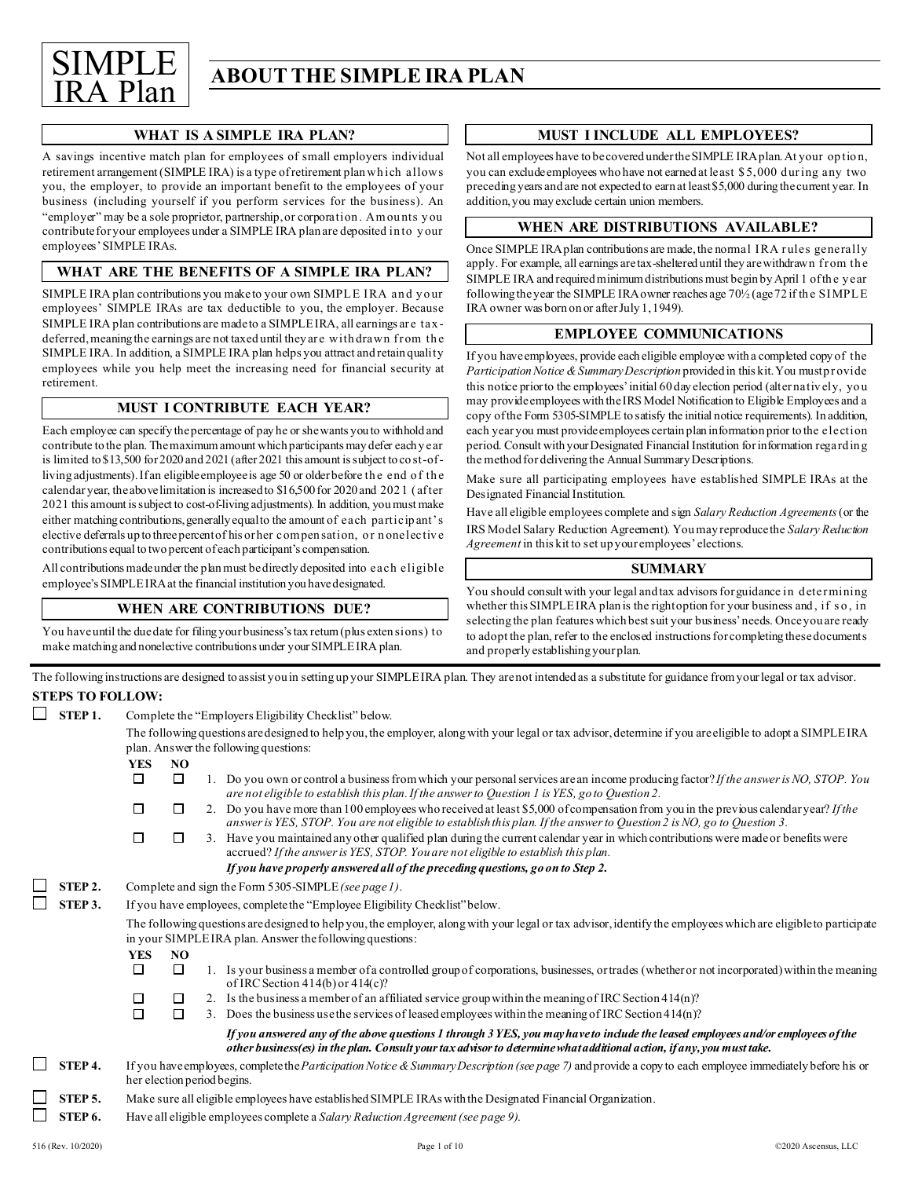# SIMPLE IRA Plan

# ABOUT THE SIMPLE IRA PLAN

### WHAT IS A SIMPLE IRA PLAN?

A savings incentive match plan for employees of small employers individual retirement arrangement (SIMPLE IRA) is a type of retirement plan which allows you, the employer, to provide an important benefit to the employees of your business (including yourself if you perform services for the business). An "employer" may be a sole proprietor, partnership, or corporation. Amounts you contribute for your employees under a SIMPLE IRA plan are deposited into your employees' SIMPLE IRAs.

### WHAT ARE THE BENEFITS OF A SIMPLE IRA PLAN?

SIMPLE IRA plan contributions you make to your own SIMPLE IRA and your employees' SIMPLE IRAs are tax deductible to you, the employer. Because SIMPLE IRA plan contributions are made to a SIMPLE IRA, all earnings are tax-deferred, meaning the earnings are not taxed until they are withdrawn from the SIMPLE IRA. In addition, a SIMPLE IRA plan helps you attract and retain quality employees while you help meet the increasing need for financial security at retirement.

### MUST I CONTRIBUTE EACH YEAR?

Each employee can specify the percentage of pay he or she wants you to withhold and contribute to the plan. The maximum amount which participants may defer each year is limited to $13,500 for 2020 and 2021 (after 2021 this amount is subject to cost-of-living adjustments). If an eligible employee is age 50 or older before the end of the calendar year, the above limitation is increased to $16,500 for 2020 and 2021 (after 2021 this amount is subject to cost-of-living adjustments). In addition, you must make either matching contributions, generally equal to the amount of each participant's elective deferrals up to three percent of his or her compensation, or nonelective contributions equal to two percent of each participant's compensation.

All contributions made under the plan must be directly deposited into each eligible employee's SIMPLE IRA at the financial institution you have designated.

### WHEN ARE CONTRIBUTIONS DUE?

You have until the due date for filing your business's tax return (plus extensions) to make matching and nonelective contributions under your SIMPLE IRA plan.

### MUST I INCLUDE ALL EMPLOYEES?

Not all employees have to be covered under the SIMPLE IRA plan. At your option, you can exclude employees who have not earned at least $5,000 during any two preceding years and are not expected to earn at least $5,000 during the current year. In addition, you may exclude certain union members.

### WHEN ARE DISTRIBUTIONS AVAILABLE?

Once SIMPLE IRA plan contributions are made, the normal IRA rules generally apply. For example, all earnings are tax-sheltered until they are withdrawn from the SIMPLE IRA and required minimum distributions must begin by April 1 of the year following the year the SIMPLE IRA owner reaches age 70½ (age 72 if the SIMPLE IRA owner was born on or after July 1, 1949).

### EMPLOYEE COMMUNICATIONS

If you have employees, provide each eligible employee with a completed copy of the *Participation Notice & Summary Description* provided in this kit. You must provide this notice prior to the employees' initial 60 day election period (alternatively, you may provide employees with the IRS Model Notification to Eligible Employees and a copy of the Form 5305-SIMPLE to satisfy the initial notice requirements). In addition, each year you must provide employees certain plan information prior to the election period. Consult with your Designated Financial Institution for information regarding the method for delivering the Annual Summary Descriptions.

Make sure all participating employees have established SIMPLE IRAs at the Designated Financial Institution.

Have all eligible employees complete and sign *Salary Reduction Agreements* (or the IRS Model Salary Reduction Agreement). You may reproduce the *Salary Reduction Agreement* in this kit to set up your employees' elections.

### SUMMARY

You should consult with your legal and tax advisors for guidance in determining whether this SIMPLE IRA plan is the right option for your business and, if so, in selecting the plan features which best suit your business' needs. Once you are ready to adopt the plan, refer to the enclosed instructions for completing these documents and properly establishing your plan.

---

The following instructions are designed to assist you in setting up your SIMPLE IRA plan. They are not intended as a substitute for guidance from your legal or tax advisor.

**STEPS TO FOLLOW:**

☐ **STEP 1.** Complete the "Employers Eligibility Checklist" below.

The following questions are designed to help you, the employer, along with your legal or tax advisor, determine if you are eligible to adopt a SIMPLE IRA plan. Answer the following questions:

| YES | NO | |
|---|---|---|
| ☐ | ☐ | 1. Do you own or control a business from which your personal services are an income producing factor? *If the answer is NO, STOP. You are not eligible to establish this plan. If the answer to Question 1 is YES, go to Question 2.* |
| ☐ | ☐ | 2. Do you have more than 100 employees who received at least $5,000 of compensation from you in the previous calendar year? *If the answer is YES, STOP. You are not eligible to establish this plan. If the answer to Question 2 is NO, go to Question 3.* |
| ☐ | ☐ | 3. Have you maintained any other qualified plan during the current calendar year in which contributions were made or benefits were accrued? *If the answer is YES, STOP. You are not eligible to establish this plan.* |

***If you have properly answered all of the preceding questions, go on to Step 2.***

☐ **STEP 2.** Complete and sign the Form 5305-SIMPLE *(see page 1)*.

☐ **STEP 3.** If you have employees, complete the "Employee Eligibility Checklist" below.

The following questions are designed to help you, the employer, along with your legal or tax advisor, identify the employees which are eligible to participate in your SIMPLE IRA plan. Answer the following questions:

| YES | NO | |
|---|---|---|
| ☐ | ☐ | 1. Is your business a member of a controlled group of corporations, businesses, or trades (whether or not incorporated) within the meaning of IRC Section 414(b) or 414(c)? |
| ☐ | ☐ | 2. Is the business a member of an affiliated service group within the meaning of IRC Section 414(n)? |
| ☐ | ☐ | 3. Does the business use the services of leased employees within the meaning of IRC Section 414(n)? |

***If you answered any of the above questions 1 through 3 YES, you may have to include the leased employees and/or employees of the other business(es) in the plan. Consult your tax advisor to determine what additional action, if any, you must take.***

☐ **STEP 4.** If you have employees, complete the *Participation Notice & Summary Description (see page 7)* and provide a copy to each employee immediately before his or her election period begins.

☐ **STEP 5.** Make sure all eligible employees have established SIMPLE IRAs with the Designated Financial Organization.

☐ **STEP 6.** Have all eligible employees complete a *Salary Reduction Agreement (see page 9).*

516 (Rev. 10/2020) ©2020 Ascensus, LLC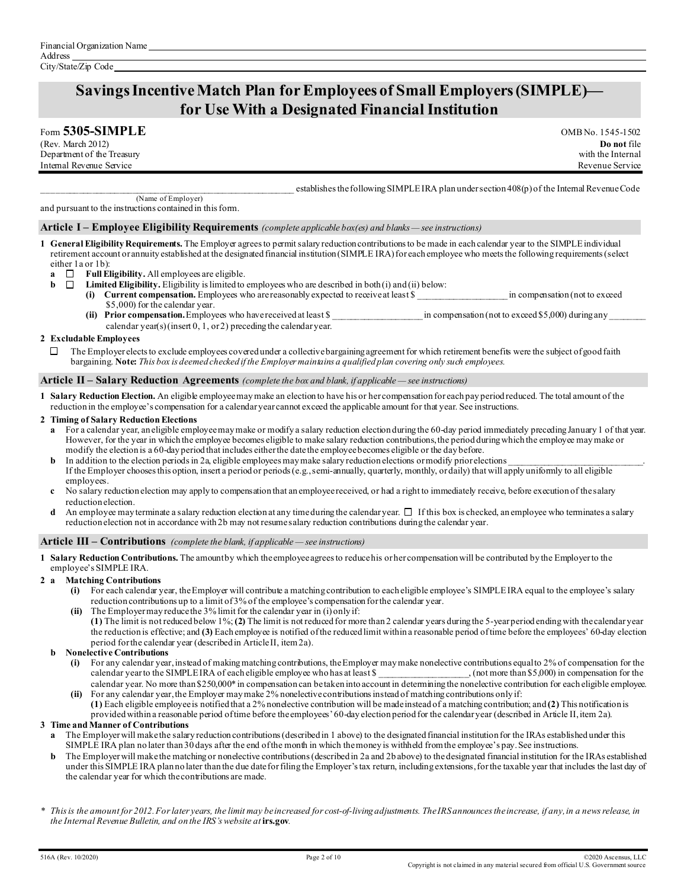Financial Organization Name ____________________
Address ____________________
City/State/Zip Code ____________________

# Savings Incentive Match Plan for Employees of Small Employers (SIMPLE)—for Use With a Designated Financial Institution

Form **5305-SIMPLE**
(Rev. March 2012)
Department of the Treasury
Internal Revenue Service

OMB No. 1545-1502
**Do not** file with the Internal Revenue Service

____________________ establishes the following SIMPLE IRA plan under section 408(p) of the Internal Revenue Code
(Name of Employer)
and pursuant to the instructions contained in this form.

## Article I – Employee Eligibility Requirements *(complete applicable box(es) and blanks — see instructions)*

**1 General Eligibility Requirements.** The Employer agrees to permit salary reduction contributions to be made in each calendar year to the SIMPLE individual retirement account or annuity established at the designated financial institution (SIMPLE IRA) for each employee who meets the following requirements (select either 1a or 1b):

- **a** ☐ **Full Eligibility.** All employees are eligible.
- **b** ☐ **Limited Eligibility.** Eligibility is limited to employees who are described in both (i) and (ii) below:
  - **(i) Current compensation.** Employees who are reasonably expected to receive at least $ __________ in compensation (not to exceed $5,000) for the calendar year.
  - **(ii) Prior compensation.** Employees who have received at least $ __________ in compensation (not to exceed $5,000) during any ______ calendar year(s) (insert 0, 1, or 2) preceding the calendar year.

**2 Excludable Employees**

☐ The Employer elects to exclude employees covered under a collective bargaining agreement for which retirement benefits were the subject of good faith bargaining. **Note:** *This box is deemed checked if the Employer maintains a qualified plan covering only such employees.*

## Article II – Salary Reduction Agreements *(complete the box and blank, if applicable — see instructions)*

**1 Salary Reduction Election.** An eligible employee may make an election to have his or her compensation for each pay period reduced. The total amount of the reduction in the employee's compensation for a calendar year cannot exceed the applicable amount for that year. See instructions.

**2 Timing of Salary Reduction Elections**

- **a** For a calendar year, an eligible employee may make or modify a salary reduction election during the 60-day period immediately preceding January 1 of that year. However, for the year in which the employee becomes eligible to make salary reduction contributions, the period during which the employee may make or modify the election is a 60-day period that includes either the date the employee becomes eligible or the day before.
- **b** In addition to the election periods in 2a, eligible employees may make salary reduction elections or modify prior elections ____________________. If the Employer chooses this option, insert a period or periods (e.g., semi-annually, quarterly, monthly, or daily) that will apply uniformly to all eligible employees.
- **c** No salary reduction election may apply to compensation that an employee received, or had a right to immediately receive, before execution of the salary reduction election.
- **d** An employee may terminate a salary reduction election at any time during the calendar year. ☐ If this box is checked, an employee who terminates a salary reduction election not in accordance with 2b may not resume salary reduction contributions during the calendar year.

## Article III – Contributions *(complete the blank, if applicable — see instructions)*

**1 Salary Reduction Contributions.** The amount by which the employee agrees to reduce his or her compensation will be contributed by the Employer to the employee's SIMPLE IRA.

**2 a Matching Contributions**

- **(i)** For each calendar year, the Employer will contribute a matching contribution to each eligible employee's SIMPLE IRA equal to the employee's salary reduction contributions up to a limit of 3% of the employee's compensation for the calendar year.
- **(ii)** The Employer may reduce the 3% limit for the calendar year in (i) only if:
  **(1)** The limit is not reduced below 1%; **(2)** The limit is not reduced for more than 2 calendar years during the 5-year period ending with the calendar year the reduction is effective; and **(3)** Each employee is notified of the reduced limit within a reasonable period of time before the employees' 60-day election period for the calendar year (described in Article II, item 2a).

**b Nonelective Contributions**

- **(i)** For any calendar year, instead of making matching contributions, the Employer may make nonelective contributions equal to 2% of compensation for the calendar year to the SIMPLE IRA of each eligible employee who has at least $ __________, (not more than $5,000) in compensation for the calendar year. No more than $250,000* in compensation can be taken into account in determining the nonelective contribution for each eligible employee.
- **(ii)** For any calendar year, the Employer may make 2% nonelective contributions instead of matching contributions only if:
  **(1)** Each eligible employee is notified that a 2% nonelective contribution will be made instead of a matching contribution; and **(2)** This notification is provided within a reasonable period of time before the employees' 60-day election period for the calendar year (described in Article II, item 2a).

**3 Time and Manner of Contributions**

- **a** The Employer will make the salary reduction contributions (described in 1 above) to the designated financial institution for the IRAs established under this SIMPLE IRA plan no later than 30 days after the end of the month in which the money is withheld from the employee's pay. See instructions.
- **b** The Employer will make the matching or nonelective contributions (described in 2a and 2b above) to the designated financial institution for the IRAs established under this SIMPLE IRA plan no later than the due date for filing the Employer's tax return, including extensions, for the taxable year that includes the last day of the calendar year for which the contributions are made.

\* *This is the amount for 2012. For later years, the limit may be increased for cost-of-living adjustments. The IRS announces the increase, if any, in a news release, in the Internal Revenue Bulletin, and on the IRS's website at* ***irs.gov****.*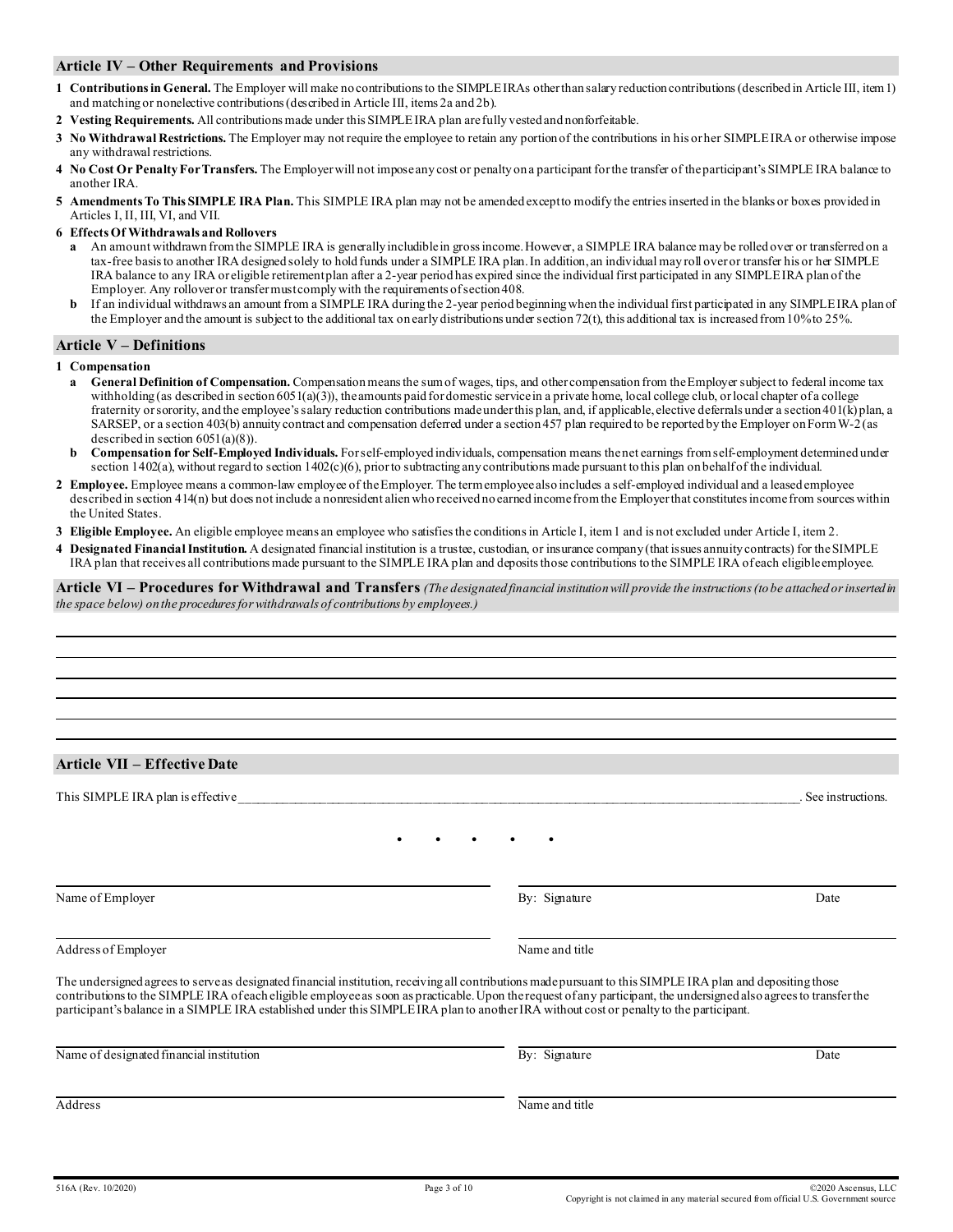## Article IV – Other Requirements and Provisions

**1 Contributions in General.** The Employer will make no contributions to the SIMPLE IRAs other than salary reduction contributions (described in Article III, item 1) and matching or nonelective contributions (described in Article III, items 2a and 2b).

**2 Vesting Requirements.** All contributions made under this SIMPLE IRA plan are fully vested and nonforfeitable.

**3 No Withdrawal Restrictions.** The Employer may not require the employee to retain any portion of the contributions in his or her SIMPLE IRA or otherwise impose any withdrawal restrictions.

**4 No Cost Or Penalty For Transfers.** The Employer will not impose any cost or penalty on a participant for the transfer of the participant's SIMPLE IRA balance to another IRA.

**5 Amendments To This SIMPLE IRA Plan.** This SIMPLE IRA plan may not be amended except to modify the entries inserted in the blanks or boxes provided in Articles I, II, III, VI, and VII.

**6 Effects Of Withdrawals and Rollovers**

**a** An amount withdrawn from the SIMPLE IRA is generally includible in gross income. However, a SIMPLE IRA balance may be rolled over or transferred on a tax-free basis to another IRA designed solely to hold funds under a SIMPLE IRA plan. In addition, an individual may roll over or transfer his or her SIMPLE IRA balance to any IRA or eligible retirement plan after a 2-year period has expired since the individual first participated in any SIMPLE IRA plan of the Employer. Any rollover or transfer must comply with the requirements of section 408.

**b** If an individual withdraws an amount from a SIMPLE IRA during the 2-year period beginning when the individual first participated in any SIMPLE IRA plan of the Employer and the amount is subject to the additional tax on early distributions under section 72(t), this additional tax is increased from 10% to 25%.

## Article V – Definitions

**1 Compensation**

**a General Definition of Compensation.** Compensation means the sum of wages, tips, and other compensation from the Employer subject to federal income tax withholding (as described in section 6051(a)(3)), the amounts paid for domestic service in a private home, local college club, or local chapter of a college fraternity or sorority, and the employee's salary reduction contributions made under this plan, and, if applicable, elective deferrals under a section 401(k) plan, a SARSEP, or a section 403(b) annuity contract and compensation deferred under a section 457 plan required to be reported by the Employer on Form W-2 (as described in section 6051(a)(8)).

**b Compensation for Self-Employed Individuals.** For self-employed individuals, compensation means the net earnings from self-employment determined under section 1402(a), without regard to section 1402(c)(6), prior to subtracting any contributions made pursuant to this plan on behalf of the individual.

**2 Employee.** Employee means a common-law employee of the Employer. The term employee also includes a self-employed individual and a leased employee described in section 414(n) but does not include a nonresident alien who received no earned income from the Employer that constitutes income from sources within the United States.

**3 Eligible Employee.** An eligible employee means an employee who satisfies the conditions in Article I, item 1 and is not excluded under Article I, item 2.

**4 Designated Financial Institution.** A designated financial institution is a trustee, custodian, or insurance company (that issues annuity contracts) for the SIMPLE IRA plan that receives all contributions made pursuant to the SIMPLE IRA plan and deposits those contributions to the SIMPLE IRA of each eligible employee.

## Article VI – Procedures for Withdrawal and Transfers *(The designated financial institution will provide the instructions (to be attached or inserted in the space below) on the procedures for withdrawals of contributions by employees.)*

______________________________________________________________________

______________________________________________________________________

______________________________________________________________________

______________________________________________________________________

______________________________________________________________________

______________________________________________________________________

## Article VII – Effective Date

This SIMPLE IRA plan is effective ______________________________________________. See instructions.

• • • • •

| | | |
|---|---|---|
| Name of Employer | By: Signature | Date |
| Address of Employer | Name and title | |

The undersigned agrees to serve as designated financial institution, receiving all contributions made pursuant to this SIMPLE IRA plan and depositing those contributions to the SIMPLE IRA of each eligible employee as soon as practicable. Upon the request of any participant, the undersigned also agrees to transfer the participant's balance in a SIMPLE IRA established under this SIMPLE IRA plan to another IRA without cost or penalty to the participant.

| | | |
|---|---|---|
| Name of designated financial institution | By: Signature | Date |
| Address | Name and title | |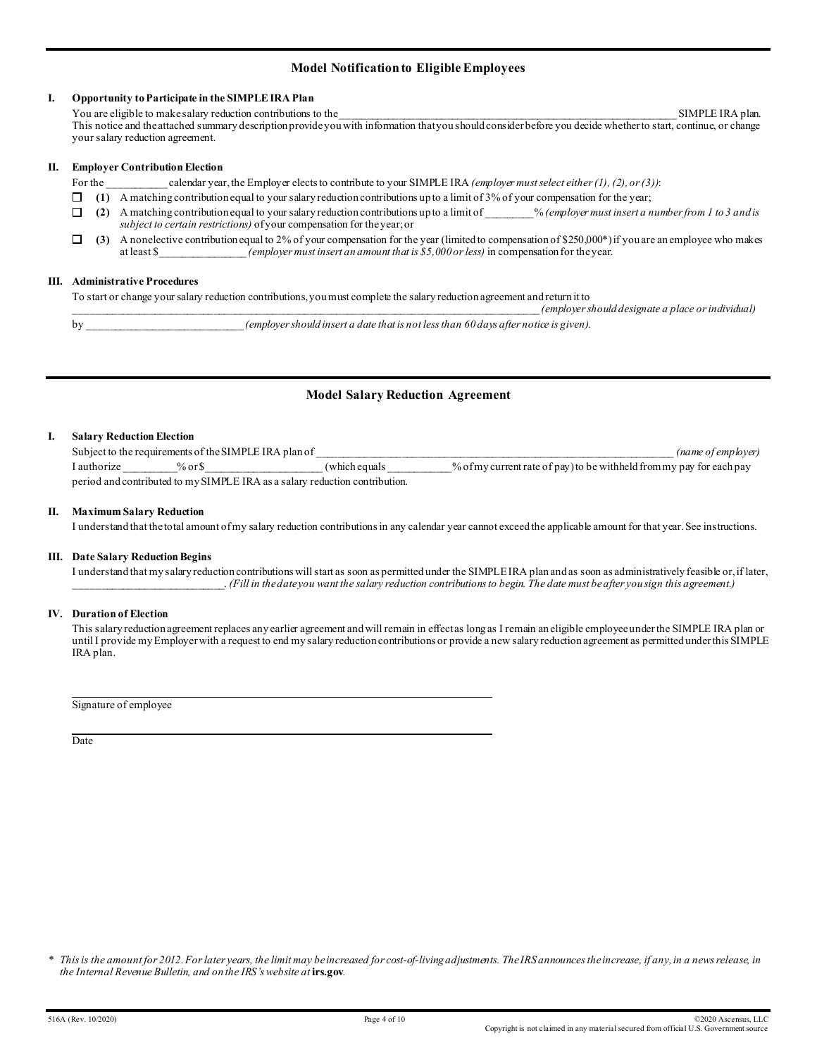## Model Notification to Eligible Employees

**I. Opportunity to Participate in the SIMPLE IRA Plan**

You are eligible to make salary reduction contributions to the ________________________________________________ SIMPLE IRA plan. This notice and the attached summary description provide you with information that you should consider before you decide whether to start, continue, or change your salary reduction agreement.

**II. Employer Contribution Election**

For the __________ calendar year, the Employer elects to contribute to your SIMPLE IRA *(employer must select either (1), (2), or (3))*:

- ☐ **(1)** A matching contribution equal to your salary reduction contributions up to a limit of 3% of your compensation for the year;
- ☐ **(2)** A matching contribution equal to your salary reduction contributions up to a limit of ________% *(employer must insert a number from 1 to 3 and is subject to certain restrictions)* of your compensation for the year; or
- ☐ **(3)** A nonelective contribution equal to 2% of your compensation for the year (limited to compensation of $250,000*) if you are an employee who makes at least $_______________ *(employer must insert an amount that is $5,000 or less)* in compensation for the year.

**III. Administrative Procedures**

To start or change your salary reduction contributions, you must complete the salary reduction agreement and return it to ____________________________________________________________ *(employer should designate a place or individual)* by ___________________________ *(employer should insert a date that is not less than 60 days after notice is given).*

## Model Salary Reduction Agreement

**I. Salary Reduction Election**

Subject to the requirements of the SIMPLE IRA plan of _______________________________________________ *(name of employer)*
I authorize _________% or $___________________ (which equals ___________% of my current rate of pay) to be withheld from my pay for each pay period and contributed to my SIMPLE IRA as a salary reduction contribution.

**II. Maximum Salary Reduction**

I understand that the total amount of my salary reduction contributions in any calendar year cannot exceed the applicable amount for that year. See instructions.

**III. Date Salary Reduction Begins**

I understand that my salary reduction contributions will start as soon as permitted under the SIMPLE IRA plan and as soon as administratively feasible or, if later, __________________________. *(Fill in the date you want the salary reduction contributions to begin. The date must be after you sign this agreement.)*

**IV. Duration of Election**

This salary reduction agreement replaces any earlier agreement and will remain in effect as long as I remain an eligible employee under the SIMPLE IRA plan or until I provide my Employer with a request to end my salary reduction contributions or provide a new salary reduction agreement as permitted under this SIMPLE IRA plan.

________________________________________
Signature of employee

________________________________________
Date

\* *This is the amount for 2012. For later years, the limit may be increased for cost-of-living adjustments. The IRS announces the increase, if any, in a news release, in the Internal Revenue Bulletin, and on the IRS's website at* **irs.gov**.

516A (Rev. 10/2020) ©2020 Ascensus, LLC
Copyright is not claimed in any material secured from official U.S. Government source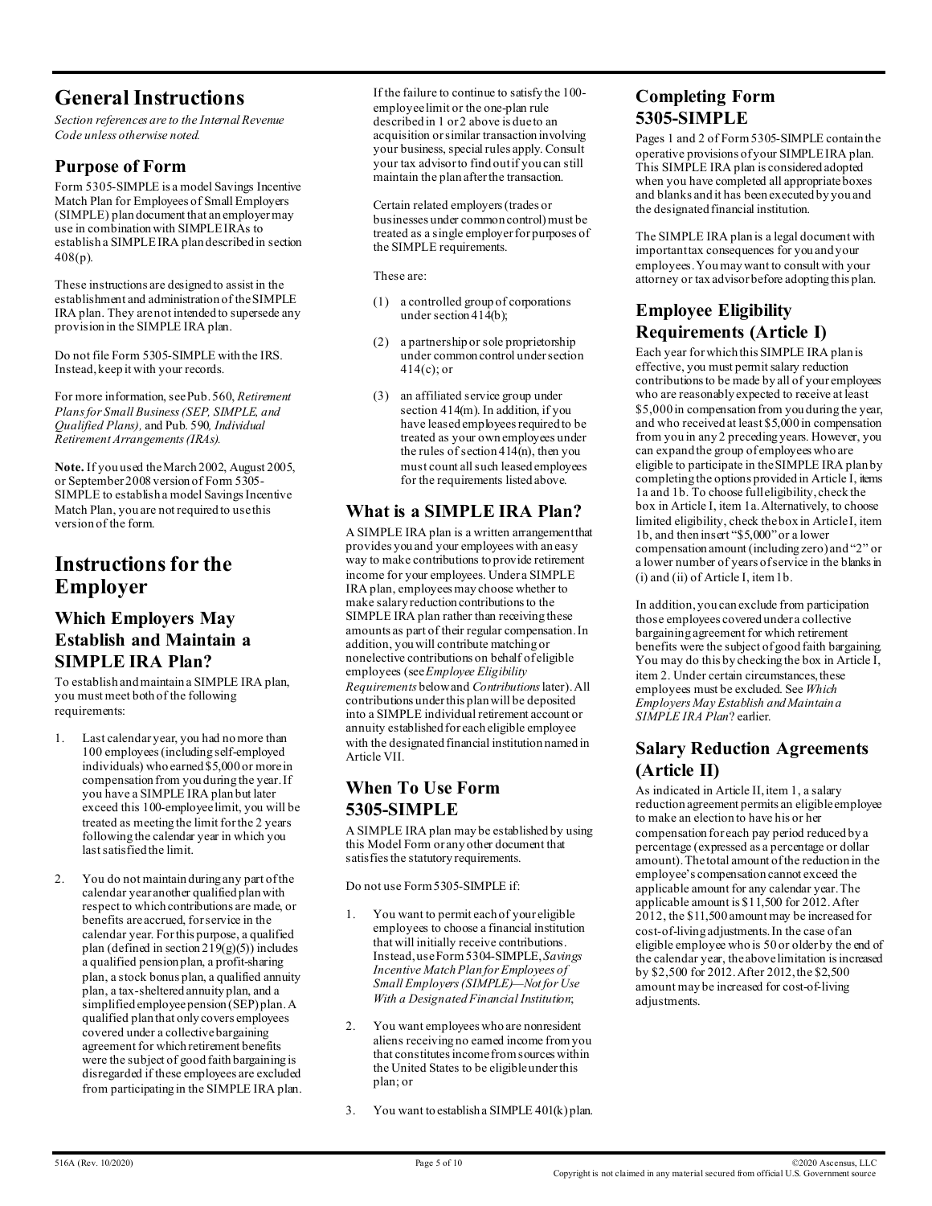# General Instructions

*Section references are to the Internal Revenue Code unless otherwise noted.*

## Purpose of Form

Form 5305-SIMPLE is a model Savings Incentive Match Plan for Employees of Small Employers (SIMPLE) plan document that an employer may use in combination with SIMPLE IRAs to establish a SIMPLE IRA plan described in section 408(p).

These instructions are designed to assist in the establishment and administration of the SIMPLE IRA plan. They are not intended to supersede any provision in the SIMPLE IRA plan.

Do not file Form 5305-SIMPLE with the IRS. Instead, keep it with your records.

For more information, see Pub. 560, *Retirement Plans for Small Business (SEP, SIMPLE, and Qualified Plans),* and Pub. 590, *Individual Retirement Arrangements (IRAs).*

**Note.** If you used the March 2002, August 2005, or September 2008 version of Form 5305-SIMPLE to establish a model Savings Incentive Match Plan, you are not required to use this version of the form.

# Instructions for the Employer

## Which Employers May Establish and Maintain a SIMPLE IRA Plan?

To establish and maintain a SIMPLE IRA plan, you must meet both of the following requirements:

1. Last calendar year, you had no more than 100 employees (including self-employed individuals) who earned $5,000 or more in compensation from you during the year. If you have a SIMPLE IRA plan but later exceed this 100-employee limit, you will be treated as meeting the limit for the 2 years following the calendar year in which you last satisfied the limit.
2. You do not maintain during any part of the calendar year another qualified plan with respect to which contributions are made, or benefits are accrued, for service in the calendar year. For this purpose, a qualified plan (defined in section 219(g)(5)) includes a qualified pension plan, a profit-sharing plan, a stock bonus plan, a qualified annuity plan, a tax-sheltered annuity plan, and a simplified employee pension (SEP) plan. A qualified plan that only covers employees covered under a collective bargaining agreement for which retirement benefits were the subject of good faith bargaining is disregarded if these employees are excluded from participating in the SIMPLE IRA plan.

If the failure to continue to satisfy the 100-employee limit or the one-plan rule described in 1 or 2 above is due to an acquisition or similar transaction involving your business, special rules apply. Consult your tax advisor to find out if you can still maintain the plan after the transaction.

Certain related employers (trades or businesses under common control) must be treated as a single employer for purposes of the SIMPLE requirements.

These are:

(1) a controlled group of corporations under section 414(b);

(2) a partnership or sole proprietorship under common control under section 414(c); or

(3) an affiliated service group under section 414(m). In addition, if you have leased employees required to be treated as your own employees under the rules of section 414(n), then you must count all such leased employees for the requirements listed above.

## What is a SIMPLE IRA Plan?

A SIMPLE IRA plan is a written arrangement that provides you and your employees with an easy way to make contributions to provide retirement income for your employees. Under a SIMPLE IRA plan, employees may choose whether to make salary reduction contributions to the SIMPLE IRA plan rather than receiving these amounts as part of their regular compensation. In addition, you will contribute matching or nonelective contributions on behalf of eligible employees (see *Employee Eligibility Requirements* below and *Contributions* later). All contributions under this plan will be deposited into a SIMPLE individual retirement account or annuity established for each eligible employee with the designated financial institution named in Article VII.

## When To Use Form 5305-SIMPLE

A SIMPLE IRA plan may be established by using this Model Form or any other document that satisfies the statutory requirements.

Do not use Form 5305-SIMPLE if:

1. You want to permit each of your eligible employees to choose a financial institution that will initially receive contributions. Instead, use Form 5304-SIMPLE, *Savings Incentive Match Plan for Employees of Small Employers (SIMPLE)—Not for Use With a Designated Financial Institution*;
2. You want employees who are nonresident aliens receiving no earned income from you that constitutes income from sources within the United States to be eligible under this plan; or
3. You want to establish a SIMPLE 401(k) plan.

## Completing Form 5305-SIMPLE

Pages 1 and 2 of Form 5305-SIMPLE contain the operative provisions of your SIMPLE IRA plan. This SIMPLE IRA plan is considered adopted when you have completed all appropriate boxes and blanks and it has been executed by you and the designated financial institution.

The SIMPLE IRA plan is a legal document with important tax consequences for you and your employees. You may want to consult with your attorney or tax advisor before adopting this plan.

## Employee Eligibility Requirements (Article I)

Each year for which this SIMPLE IRA plan is effective, you must permit salary reduction contributions to be made by all of your employees who are reasonably expected to receive at least $5,000 in compensation from you during the year, and who received at least $5,000 in compensation from you in any 2 preceding years. However, you can expand the group of employees who are eligible to participate in the SIMPLE IRA plan by completing the options provided in Article I, items 1a and 1b. To choose full eligibility, check the box in Article I, item 1a. Alternatively, to choose limited eligibility, check the box in Article I, item 1b, and then insert "$5,000" or a lower compensation amount (including zero) and "2" or a lower number of years of service in the blanks in (i) and (ii) of Article I, item 1b.

In addition, you can exclude from participation those employees covered under a collective bargaining agreement for which retirement benefits were the subject of good faith bargaining. You may do this by checking the box in Article I, item 2. Under certain circumstances, these employees must be excluded. See *Which Employers May Establish and Maintain a SIMPLE IRA Plan*? earlier.

## Salary Reduction Agreements (Article II)

As indicated in Article II, item 1, a salary reduction agreement permits an eligible employee to make an election to have his or her compensation for each pay period reduced by a percentage (expressed as a percentage or dollar amount). The total amount of the reduction in the employee's compensation cannot exceed the applicable amount for any calendar year. The applicable amount is $11,500 for 2012. After 2012, the $11,500 amount may be increased for cost-of-living adjustments. In the case of an eligible employee who is 50 or older by the end of the calendar year, the above limitation is increased by $2,500 for 2012. After 2012, the $2,500 amount may be increased for cost-of-living adjustments.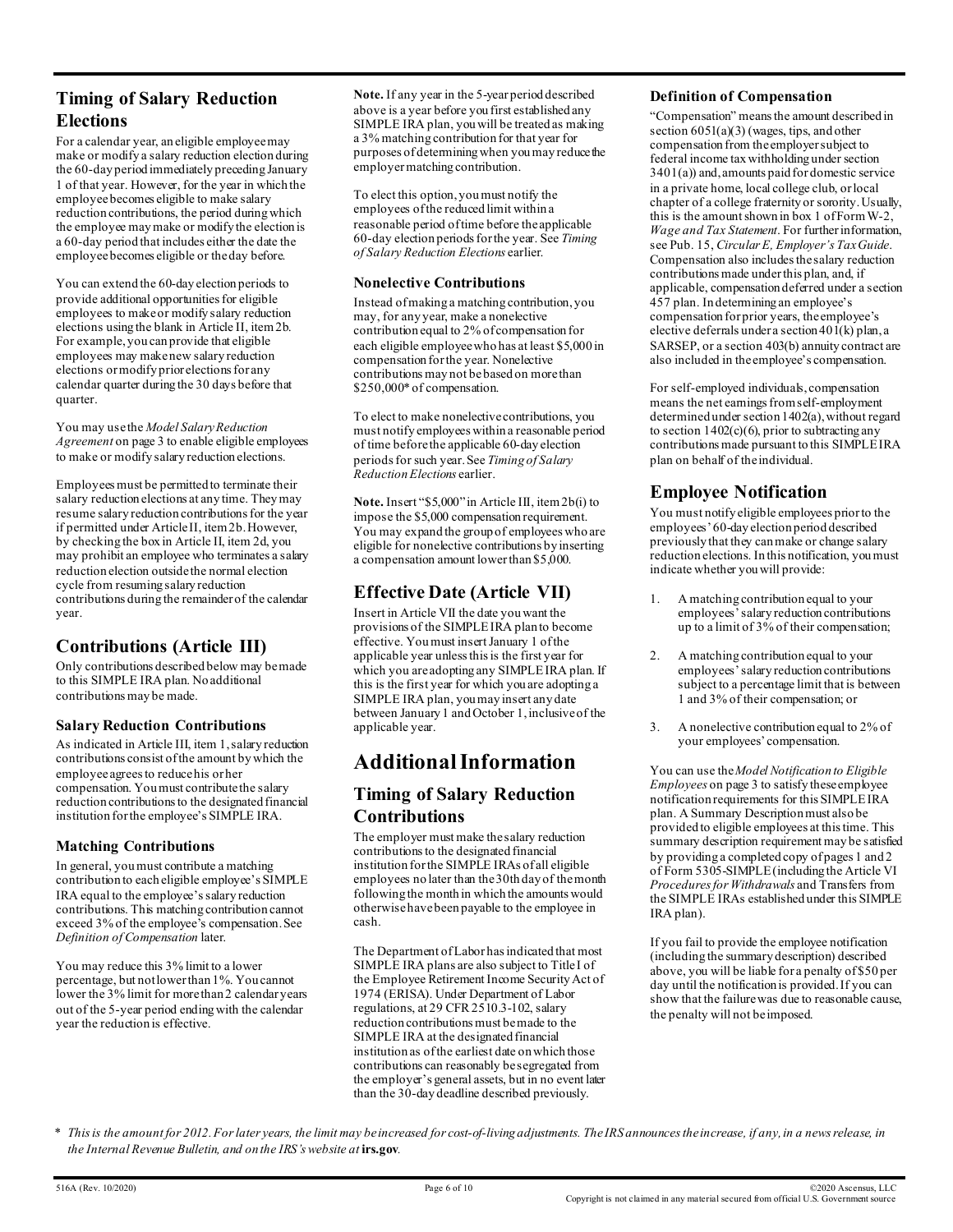## Timing of Salary Reduction Elections

For a calendar year, an eligible employee may make or modify a salary reduction election during the 60-day period immediately preceding January 1 of that year. However, for the year in which the employee becomes eligible to make salary reduction contributions, the period during which the employee may make or modify the election is a 60-day period that includes either the date the employee becomes eligible or the day before.

You can extend the 60-day election periods to provide additional opportunities for eligible employees to make or modify salary reduction elections using the blank in Article II, item 2b. For example, you can provide that eligible employees may make new salary reduction elections or modify prior elections for any calendar quarter during the 30 days before that quarter.

You may use the *Model Salary Reduction Agreement* on page 3 to enable eligible employees to make or modify salary reduction elections.

Employees must be permitted to terminate their salary reduction elections at any time. They may resume salary reduction contributions for the year if permitted under Article II, item 2b. However, by checking the box in Article II, item 2d, you may prohibit an employee who terminates a salary reduction election outside the normal election cycle from resuming salary reduction contributions during the remainder of the calendar year.

## Contributions (Article III)

Only contributions described below may be made to this SIMPLE IRA plan. No additional contributions may be made.

### Salary Reduction Contributions

As indicated in Article III, item 1, salary reduction contributions consist of the amount by which the employee agrees to reduce his or her compensation. You must contribute the salary reduction contributions to the designated financial institution for the employee's SIMPLE IRA.

### Matching Contributions

In general, you must contribute a matching contribution to each eligible employee's SIMPLE IRA equal to the employee's salary reduction contributions. This matching contribution cannot exceed 3% of the employee's compensation. See *Definition of Compensation* later.

You may reduce this 3% limit to a lower percentage, but not lower than 1%. You cannot lower the 3% limit for more than 2 calendar years out of the 5-year period ending with the calendar year the reduction is effective.

**Note.** If any year in the 5-year period described above is a year before you first established any SIMPLE IRA plan, you will be treated as making a 3% matching contribution for that year for purposes of determining when you may reduce the employer matching contribution.

To elect this option, you must notify the employees of the reduced limit within a reasonable period of time before the applicable 60-day election periods for the year. See *Timing of Salary Reduction Elections* earlier.

### Nonelective Contributions

Instead of making a matching contribution, you may, for any year, make a nonelective contribution equal to 2% of compensation for each eligible employee who has at least $5,000 in compensation for the year. Nonelective contributions may not be based on more than $250,000* of compensation.

To elect to make nonelective contributions, you must notify employees within a reasonable period of time before the applicable 60-day election periods for such year. See *Timing of Salary Reduction Elections* earlier.

**Note.** Insert "$5,000" in Article III, item 2b(i) to impose the $5,000 compensation requirement. You may expand the group of employees who are eligible for nonelective contributions by inserting a compensation amount lower than $5,000.

## Effective Date (Article VII)

Insert in Article VII the date you want the provisions of the SIMPLE IRA plan to become effective. You must insert January 1 of the applicable year unless this is the first year for which you are adopting any SIMPLE IRA plan. If this is the first year for which you are adopting a SIMPLE IRA plan, you may insert any date between January 1 and October 1, inclusive of the applicable year.

# Additional Information

## Timing of Salary Reduction Contributions

The employer must make the salary reduction contributions to the designated financial institution for the SIMPLE IRAs of all eligible employees no later than the 30th day of the month following the month in which the amounts would otherwise have been payable to the employee in cash.

The Department of Labor has indicated that most SIMPLE IRA plans are also subject to Title I of the Employee Retirement Income Security Act of 1974 (ERISA). Under Department of Labor regulations, at 29 CFR 2510.3-102, salary reduction contributions must be made to the SIMPLE IRA at the designated financial institution as of the earliest date on which those contributions can reasonably be segregated from the employer's general assets, but in no event later than the 30-day deadline described previously.

### Definition of Compensation

"Compensation" means the amount described in section 6051(a)(3) (wages, tips, and other compensation from the employer subject to federal income tax withholding under section 3401(a)) and, amounts paid for domestic service in a private home, local college club, or local chapter of a college fraternity or sorority. Usually, this is the amount shown in box 1 of Form W-2, *Wage and Tax Statement*. For further information, see Pub. 15, *Circular E, Employer's Tax Guide*. Compensation also includes the salary reduction contributions made under this plan, and, if applicable, compensation deferred under a section 457 plan. In determining an employee's compensation for prior years, the employee's elective deferrals under a section 401(k) plan, a SARSEP, or a section 403(b) annuity contract are also included in the employee's compensation.

For self-employed individuals, compensation means the net earnings from self-employment determined under section 1402(a), without regard to section 1402(c)(6), prior to subtracting any contributions made pursuant to this SIMPLE IRA plan on behalf of the individual.

## Employee Notification

You must notify eligible employees prior to the employees' 60-day election period described previously that they can make or change salary reduction elections. In this notification, you must indicate whether you will provide:

1. A matching contribution equal to your employees' salary reduction contributions up to a limit of 3% of their compensation;
2. A matching contribution equal to your employees' salary reduction contributions subject to a percentage limit that is between 1 and 3% of their compensation; or
3. A nonelective contribution equal to 2% of your employees' compensation.

You can use the *Model Notification to Eligible Employees* on page 3 to satisfy these employee notification requirements for this SIMPLE IRA plan. A Summary Description must also be provided to eligible employees at this time. This summary description requirement may be satisfied by providing a completed copy of pages 1 and 2 of Form 5305-SIMPLE (including the Article VI *Procedures for Withdrawals* and Transfers from the SIMPLE IRAs established under this SIMPLE IRA plan).

If you fail to provide the employee notification (including the summary description) described above, you will be liable for a penalty of $50 per day until the notification is provided. If you can show that the failure was due to reasonable cause, the penalty will not be imposed.

\* *This is the amount for 2012. For later years, the limit may be increased for cost-of-living adjustments. The IRS announces the increase, if any, in a news release, in the Internal Revenue Bulletin, and on the IRS's website at* **irs.gov**.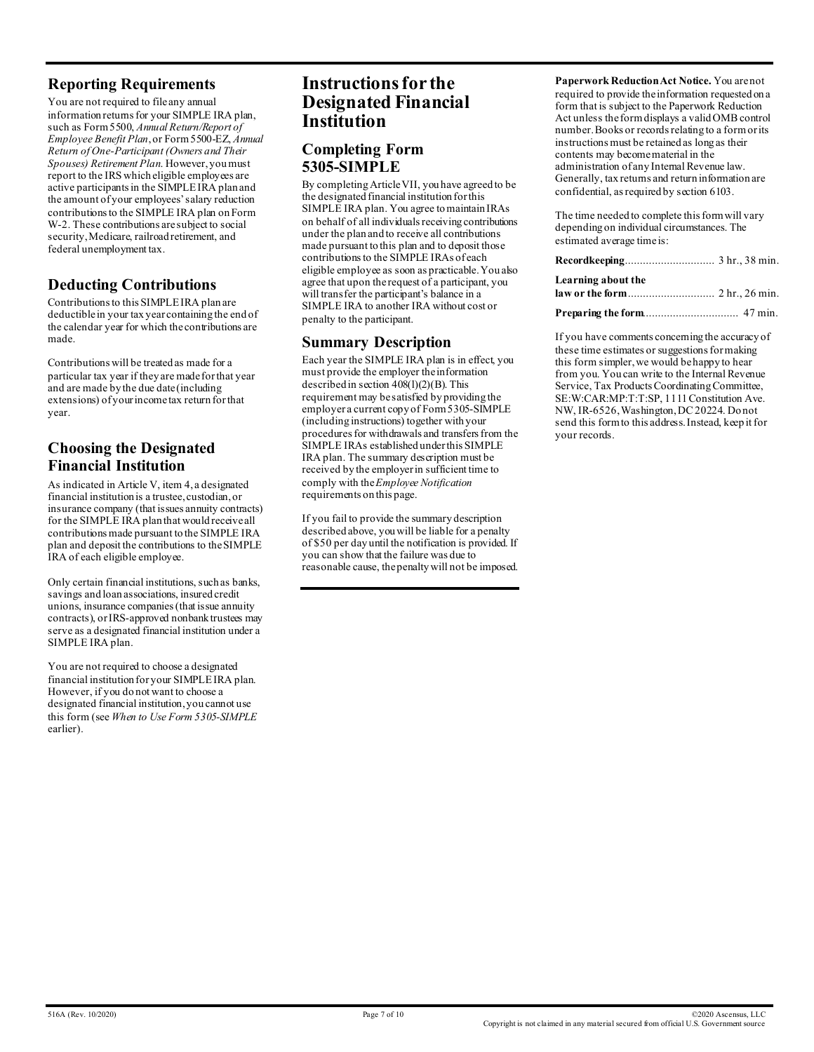## Reporting Requirements

You are not required to file any annual information returns for your SIMPLE IRA plan, such as Form 5500, *Annual Return/Report of Employee Benefit Plan*, or Form 5500-EZ, *Annual Return of One-Participant (Owners and Their Spouses) Retirement Plan*. However, you must report to the IRS which eligible employees are active participants in the SIMPLE IRA plan and the amount of your employees' salary reduction contributions to the SIMPLE IRA plan on Form W-2. These contributions are subject to social security, Medicare, railroad retirement, and federal unemployment tax.

## Deducting Contributions

Contributions to this SIMPLE IRA plan are deductible in your tax year containing the end of the calendar year for which the contributions are made.

Contributions will be treated as made for a particular tax year if they are made for that year and are made by the due date (including extensions) of your income tax return for that year.

## Choosing the Designated Financial Institution

As indicated in Article V, item 4, a designated financial institution is a trustee, custodian, or insurance company (that issues annuity contracts) for the SIMPLE IRA plan that would receive all contributions made pursuant to the SIMPLE IRA plan and deposit the contributions to the SIMPLE IRA of each eligible employee.

Only certain financial institutions, such as banks, savings and loan associations, insured credit unions, insurance companies (that issue annuity contracts), or IRS-approved nonbank trustees may serve as a designated financial institution under a SIMPLE IRA plan.

You are not required to choose a designated financial institution for your SIMPLE IRA plan. However, if you do not want to choose a designated financial institution, you cannot use this form (see *When to Use Form 5305-SIMPLE* earlier).

# Instructions for the Designated Financial Institution

## Completing Form 5305-SIMPLE

By completing Article VII, you have agreed to be the designated financial institution for this SIMPLE IRA plan. You agree to maintain IRAs on behalf of all individuals receiving contributions under the plan and to receive all contributions made pursuant to this plan and to deposit those contributions to the SIMPLE IRAs of each eligible employee as soon as practicable. You also agree that upon the request of a participant, you will transfer the participant's balance in a SIMPLE IRA to another IRA without cost or penalty to the participant.

## Summary Description

Each year the SIMPLE IRA plan is in effect, you must provide the employer the information described in section 408(l)(2)(B). This requirement may be satisfied by providing the employer a current copy of Form 5305-SIMPLE (including instructions) together with your procedures for withdrawals and transfers from the SIMPLE IRAs established under this SIMPLE IRA plan. The summary description must be received by the employer in sufficient time to comply with the *Employee Notification* requirements on this page.

If you fail to provide the summary description described above, you will be liable for a penalty of $50 per day until the notification is provided. If you can show that the failure was due to reasonable cause, the penalty will not be imposed.

**Paperwork Reduction Act Notice.** You are not required to provide the information requested on a form that is subject to the Paperwork Reduction Act unless the form displays a valid OMB control number. Books or records relating to a form or its instructions must be retained as long as their contents may become material in the administration of any Internal Revenue law. Generally, tax returns and return information are confidential, as required by section 6103.

The time needed to complete this form will vary depending on individual circumstances. The estimated average time is:

**Recordkeeping** .............................. 3 hr., 38 min.

**Learning about the law or the form** ............................. 2 hr., 26 min.

**Preparing the form** ............................... 47 min.

If you have comments concerning the accuracy of these time estimates or suggestions for making this form simpler, we would be happy to hear from you. You can write to the Internal Revenue Service, Tax Products Coordinating Committee, SE:W:CAR:MP:T:T:SP, 1111 Constitution Ave. NW, IR-6526, Washington, DC 20224. Do not send this form to this address. Instead, keep it for your records.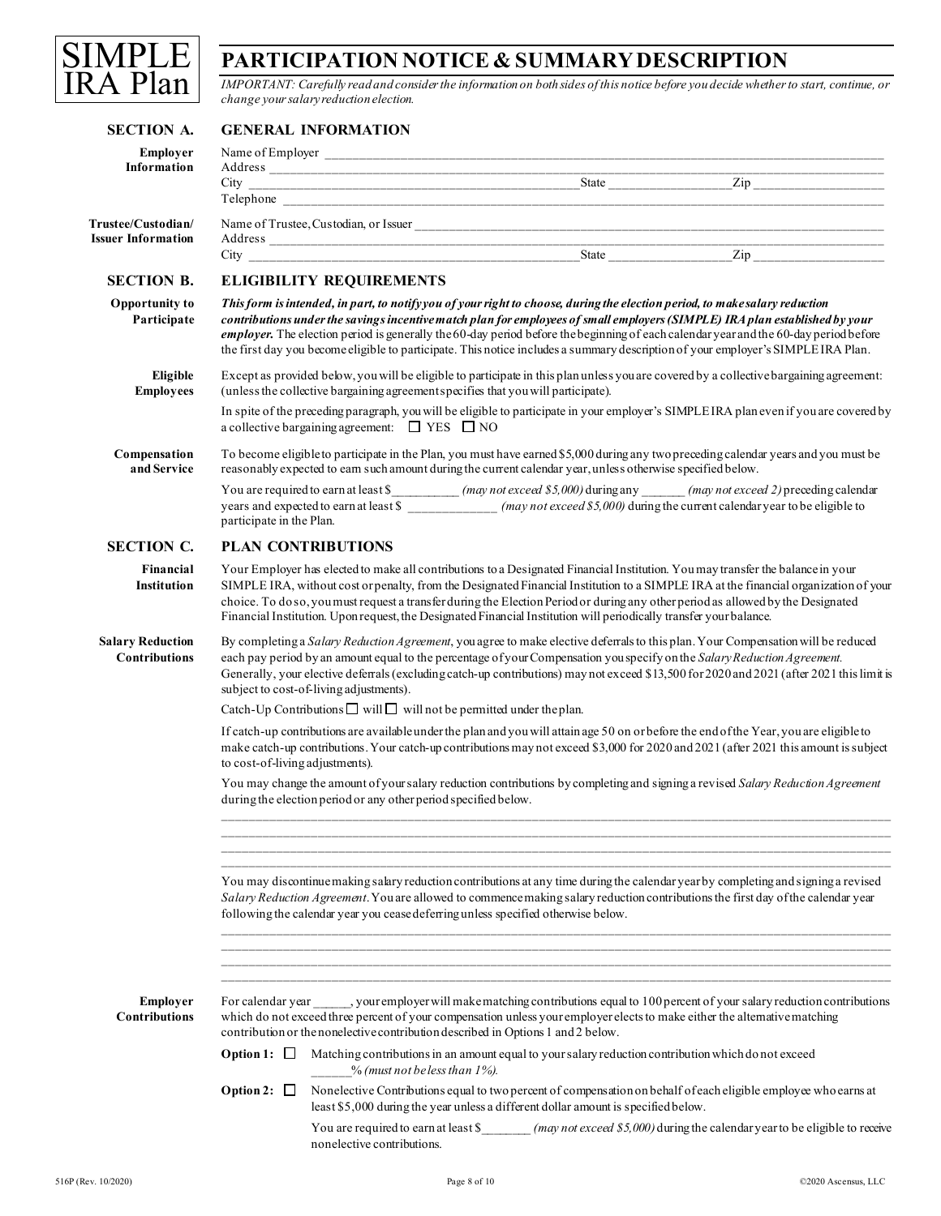# SIMPLE IRA Plan

## PARTICIPATION NOTICE & SUMMARY DESCRIPTION

*IMPORTANT: Carefully read and consider the information on both sides of this notice before you decide whether to start, continue, or change your salary reduction election.*

### SECTION A. GENERAL INFORMATION

**Employer Information**

Name of Employer ____________________________________________
Address ____________________________________________
City ______________________ State __________ Zip __________
Telephone ____________________________________________

**Trustee/Custodian/ Issuer Information**

Name of Trustee, Custodian, or Issuer ____________________________________________
Address ____________________________________________
City ______________________ State __________ Zip __________

### SECTION B. ELIGIBILITY REQUIREMENTS

**Opportunity to Participate**

***This form is intended, in part, to notify you of your right to choose, during the election period, to make salary reduction contributions under the savings incentive match plan for employees of small employers (SIMPLE) IRA plan established by your employer.*** The election period is generally the 60-day period before the beginning of each calendar year and the 60-day period before the first day you become eligible to participate. This notice includes a summary description of your employer's SIMPLE IRA Plan.

**Eligible Employees**

Except as provided below, you will be eligible to participate in this plan unless you are covered by a collective bargaining agreement: (unless the collective bargaining agreement specifies that you will participate).

In spite of the preceding paragraph, you will be eligible to participate in your employer's SIMPLE IRA plan even if you are covered by a collective bargaining agreement: ☐ YES ☐ NO

**Compensation and Service**

To become eligible to participate in the Plan, you must have earned $5,000 during any two preceding calendar years and you must be reasonably expected to earn such amount during the current calendar year, unless otherwise specified below.

You are required to earn at least $__________ *(may not exceed $5,000)* during any ______ *(may not exceed 2)* preceding calendar years and expected to earn at least $ _____________ *(may not exceed $5,000)* during the current calendar year to be eligible to participate in the Plan.

### SECTION C. PLAN CONTRIBUTIONS

**Financial Institution**

Your Employer has elected to make all contributions to a Designated Financial Institution. You may transfer the balance in your SIMPLE IRA, without cost or penalty, from the Designated Financial Institution to a SIMPLE IRA at the financial organization of your choice. To do so, you must request a transfer during the Election Period or during any other period as allowed by the Designated Financial Institution. Upon request, the Designated Financial Institution will periodically transfer your balance.

**Salary Reduction Contributions**

By completing a *Salary Reduction Agreement*, you agree to make elective deferrals to this plan. Your Compensation will be reduced each pay period by an amount equal to the percentage of your Compensation you specify on the *Salary Reduction Agreement.* Generally, your elective deferrals (excluding catch-up contributions) may not exceed $13,500 for 2020 and 2021 (after 2021 this limit is subject to cost-of-living adjustments).

Catch-Up Contributions ☐ will ☐ will not be permitted under the plan.

If catch-up contributions are available under the plan and you will attain age 50 on or before the end of the Year, you are eligible to make catch-up contributions. Your catch-up contributions may not exceed $3,000 for 2020 and 2021 (after 2021 this amount is subject to cost-of-living adjustments).

You may change the amount of your salary reduction contributions by completing and signing a revised *Salary Reduction Agreement* during the election period or any other period specified below.

________________________________________________________________________________
________________________________________________________________________________
________________________________________________________________________________
________________________________________________________________________________

You may discontinue making salary reduction contributions at any time during the calendar year by completing and signing a revised *Salary Reduction Agreement*. You are allowed to commence making salary reduction contributions the first day of the calendar year following the calendar year you cease deferring unless specified otherwise below.

________________________________________________________________________________
________________________________________________________________________________
________________________________________________________________________________
________________________________________________________________________________

**Employer Contributions**

For calendar year ______, your employer will make matching contributions equal to 100 percent of your salary reduction contributions which do not exceed three percent of your compensation unless your employer elects to make either the alternative matching contribution or the nonelective contribution described in Options 1 and 2 below.

**Option 1:** ☐ Matching contributions in an amount equal to your salary reduction contribution which do not exceed ______% *(must not be less than 1%).*

**Option 2:** ☐ Nonelective Contributions equal to two percent of compensation on behalf of each eligible employee who earns at least $5,000 during the year unless a different dollar amount is specified below.

You are required to earn at least $_______ *(may not exceed $5,000)* during the calendar year to be eligible to receive nonelective contributions.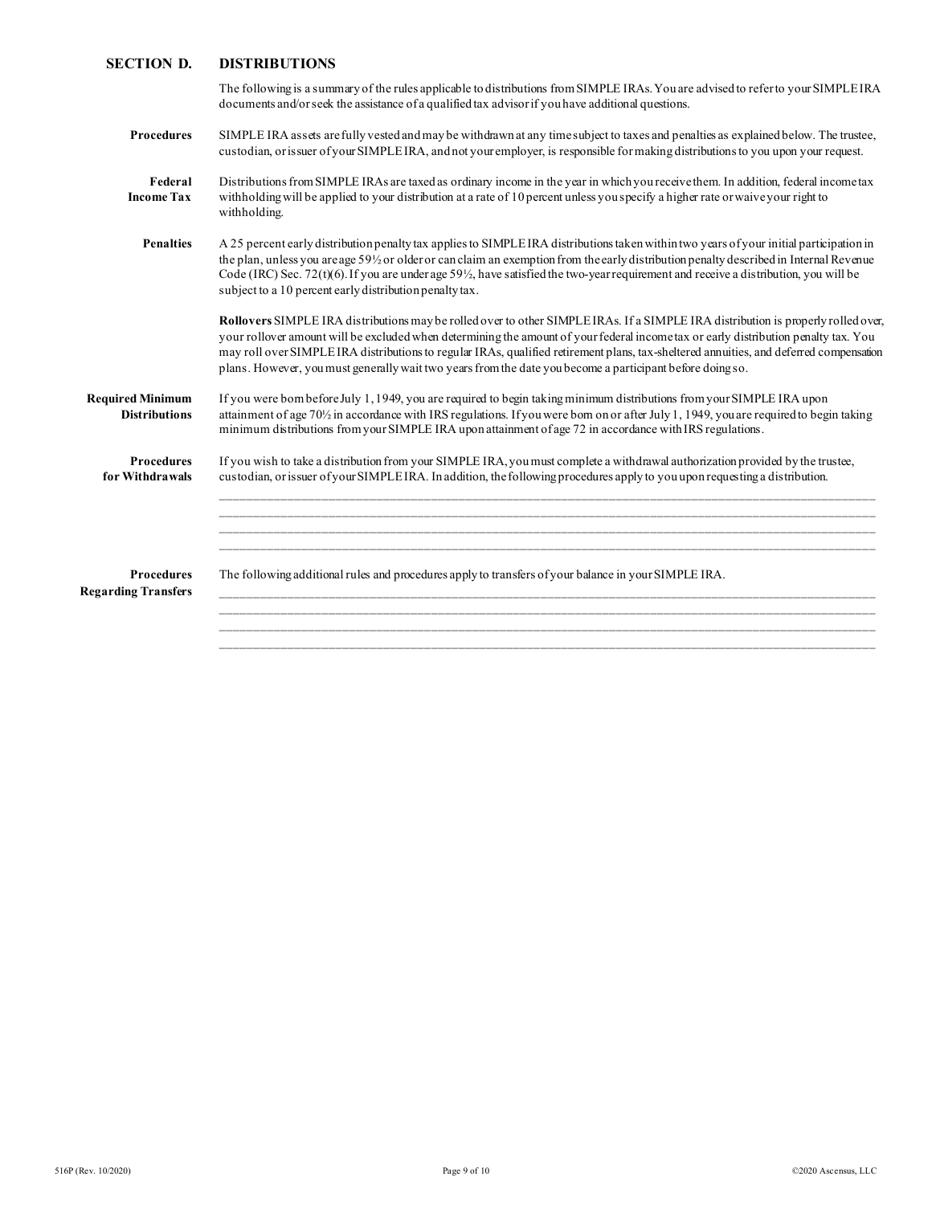## SECTION D. DISTRIBUTIONS

The following is a summary of the rules applicable to distributions from SIMPLE IRAs. You are advised to refer to your SIMPLE IRA documents and/or seek the assistance of a qualified tax advisor if you have additional questions.

**Procedures**

SIMPLE IRA assets are fully vested and may be withdrawn at any time subject to taxes and penalties as explained below. The trustee, custodian, or issuer of your SIMPLE IRA, and not your employer, is responsible for making distributions to you upon your request.

**Federal Income Tax**

Distributions from SIMPLE IRAs are taxed as ordinary income in the year in which you receive them. In addition, federal income tax withholding will be applied to your distribution at a rate of 10 percent unless you specify a higher rate or waive your right to withholding.

**Penalties**

A 25 percent early distribution penalty tax applies to SIMPLE IRA distributions taken within two years of your initial participation in the plan, unless you are age 59½ or older or can claim an exemption from the early distribution penalty described in Internal Revenue Code (IRC) Sec. 72(t)(6). If you are under age 59½, have satisfied the two-year requirement and receive a distribution, you will be subject to a 10 percent early distribution penalty tax.

**Rollovers** SIMPLE IRA distributions may be rolled over to other SIMPLE IRAs. If a SIMPLE IRA distribution is properly rolled over, your rollover amount will be excluded when determining the amount of your federal income tax or early distribution penalty tax. You may roll over SIMPLE IRA distributions to regular IRAs, qualified retirement plans, tax-sheltered annuities, and deferred compensation plans. However, you must generally wait two years from the date you become a participant before doing so.

**Required Minimum Distributions**

If you were born before July 1, 1949, you are required to begin taking minimum distributions from your SIMPLE IRA upon attainment of age 70½ in accordance with IRS regulations. If you were born on or after July 1, 1949, you are required to begin taking minimum distributions from your SIMPLE IRA upon attainment of age 72 in accordance with IRS regulations.

**Procedures for Withdrawals**

If you wish to take a distribution from your SIMPLE IRA, you must complete a withdrawal authorization provided by the trustee, custodian, or issuer of your SIMPLE IRA. In addition, the following procedures apply to you upon requesting a distribution.

\_\_\_\_\_\_\_\_\_\_\_\_\_\_\_\_\_\_\_\_\_\_\_\_\_\_\_\_\_\_\_\_\_\_\_\_\_\_\_\_\_\_\_\_\_\_\_\_\_\_\_\_\_\_\_\_\_\_\_\_

\_\_\_\_\_\_\_\_\_\_\_\_\_\_\_\_\_\_\_\_\_\_\_\_\_\_\_\_\_\_\_\_\_\_\_\_\_\_\_\_\_\_\_\_\_\_\_\_\_\_\_\_\_\_\_\_\_\_\_\_

\_\_\_\_\_\_\_\_\_\_\_\_\_\_\_\_\_\_\_\_\_\_\_\_\_\_\_\_\_\_\_\_\_\_\_\_\_\_\_\_\_\_\_\_\_\_\_\_\_\_\_\_\_\_\_\_\_\_\_\_

\_\_\_\_\_\_\_\_\_\_\_\_\_\_\_\_\_\_\_\_\_\_\_\_\_\_\_\_\_\_\_\_\_\_\_\_\_\_\_\_\_\_\_\_\_\_\_\_\_\_\_\_\_\_\_\_\_\_\_\_

**Procedures Regarding Transfers**

The following additional rules and procedures apply to transfers of your balance in your SIMPLE IRA.

\_\_\_\_\_\_\_\_\_\_\_\_\_\_\_\_\_\_\_\_\_\_\_\_\_\_\_\_\_\_\_\_\_\_\_\_\_\_\_\_\_\_\_\_\_\_\_\_\_\_\_\_\_\_\_\_\_\_\_\_

\_\_\_\_\_\_\_\_\_\_\_\_\_\_\_\_\_\_\_\_\_\_\_\_\_\_\_\_\_\_\_\_\_\_\_\_\_\_\_\_\_\_\_\_\_\_\_\_\_\_\_\_\_\_\_\_\_\_\_\_

\_\_\_\_\_\_\_\_\_\_\_\_\_\_\_\_\_\_\_\_\_\_\_\_\_\_\_\_\_\_\_\_\_\_\_\_\_\_\_\_\_\_\_\_\_\_\_\_\_\_\_\_\_\_\_\_\_\_\_\_

\_\_\_\_\_\_\_\_\_\_\_\_\_\_\_\_\_\_\_\_\_\_\_\_\_\_\_\_\_\_\_\_\_\_\_\_\_\_\_\_\_\_\_\_\_\_\_\_\_\_\_\_\_\_\_\_\_\_\_\_

516P (Rev. 10/2020) ©2020 Ascensus, LLC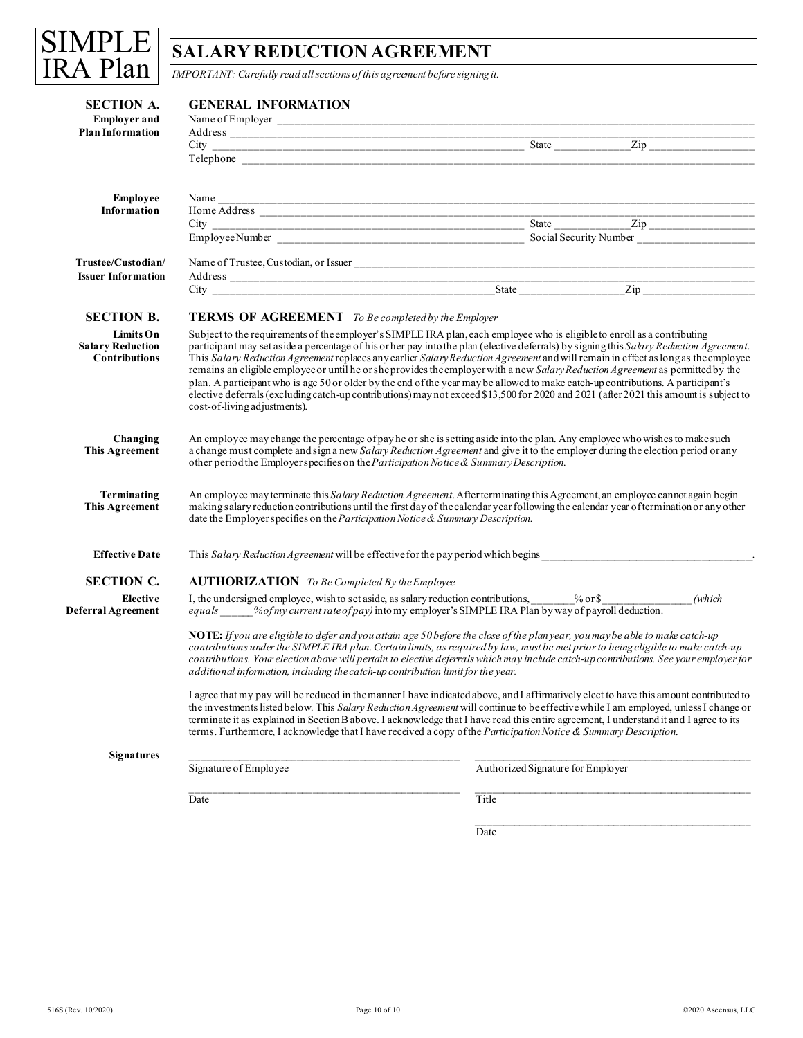# SIMPLE IRA Plan

## SALARY REDUCTION AGREEMENT

*IMPORTANT: Carefully read all sections of this agreement before signing it.*

### SECTION A. GENERAL INFORMATION

**Employer and Plan Information**

Name of Employer ____________________________________________

Address ____________________________________________

City ______________________________ State ____________ Zip ______________

Telephone ____________________________________________

**Employee Information**

Name ____________________________________________

Home Address ____________________________________________

City ______________________________ State ____________ Zip ______________

Employee Number ______________________________ Social Security Number ______________

**Trustee/Custodian/ Issuer Information**

Name of Trustee, Custodian, or Issuer ____________________________________________

Address ____________________________________________

City ______________________________ State ____________ Zip ______________

### SECTION B. TERMS OF AGREEMENT *To Be completed by the Employer*

**Limits On Salary Reduction Contributions**

Subject to the requirements of the employer's SIMPLE IRA plan, each employee who is eligible to enroll as a contributing participant may set aside a percentage of his or her pay into the plan (elective deferrals) by signing this *Salary Reduction Agreement*. This *Salary Reduction Agreement* replaces any earlier *Salary Reduction Agreement* and will remain in effect as long as the employee remains an eligible employee or until he or she provides the employer with a new *Salary Reduction Agreement* as permitted by the plan. A participant who is age 50 or older by the end of the year may be allowed to make catch-up contributions. A participant's elective deferrals (excluding catch-up contributions) may not exceed $13,500 for 2020 and 2021 (after 2021 this amount is subject to cost-of-living adjustments).

**Changing This Agreement**

An employee may change the percentage of pay he or she is setting aside into the plan. Any employee who wishes to make such a change must complete and sign a new *Salary Reduction Agreement* and give it to the employer during the election period or any other period the Employer specifies on the *Participation Notice & Summary Description*.

**Terminating This Agreement**

An employee may terminate this *Salary Reduction Agreement*. After terminating this Agreement, an employee cannot again begin making salary reduction contributions until the first day of the calendar year following the calendar year of termination or any other date the Employer specifies on the *Participation Notice & Summary Description*.

**Effective Date**

This *Salary Reduction Agreement* will be effective for the pay period which begins ______________________________.

### SECTION C. AUTHORIZATION *To Be Completed By the Employee*

**Elective Deferral Agreement**

I, the undersigned employee, wish to set aside, as salary reduction contributions, ________% or $______________ *(which equals ______% of my current rate of pay)* into my employer's SIMPLE IRA Plan by way of payroll deduction.

**NOTE:** *If you are eligible to defer and you attain age 50 before the close of the plan year, you may be able to make catch-up contributions under the SIMPLE IRA plan. Certain limits, as required by law, must be met prior to being eligible to make catch-up contributions. Your election above will pertain to elective deferrals which may include catch-up contributions. See your employer for additional information, including the catch-up contribution limit for the year.*

I agree that my pay will be reduced in the manner I have indicated above, and I affirmatively elect to have this amount contributed to the investments listed below. This *Salary Reduction Agreement* will continue to be effective while I am employed, unless I change or terminate it as explained in Section B above. I acknowledge that I have read this entire agreement, I understand it and I agree to its terms. Furthermore, I acknowledge that I have received a copy of the *Participation Notice & Summary Description*.

**Signatures**

______________________________ Signature of Employee

______________________________ Authorized Signature for Employer

______________________________ Date

______________________________ Title

______________________________ Date

516S (Rev. 10/2020) ©2020 Ascensus, LLC